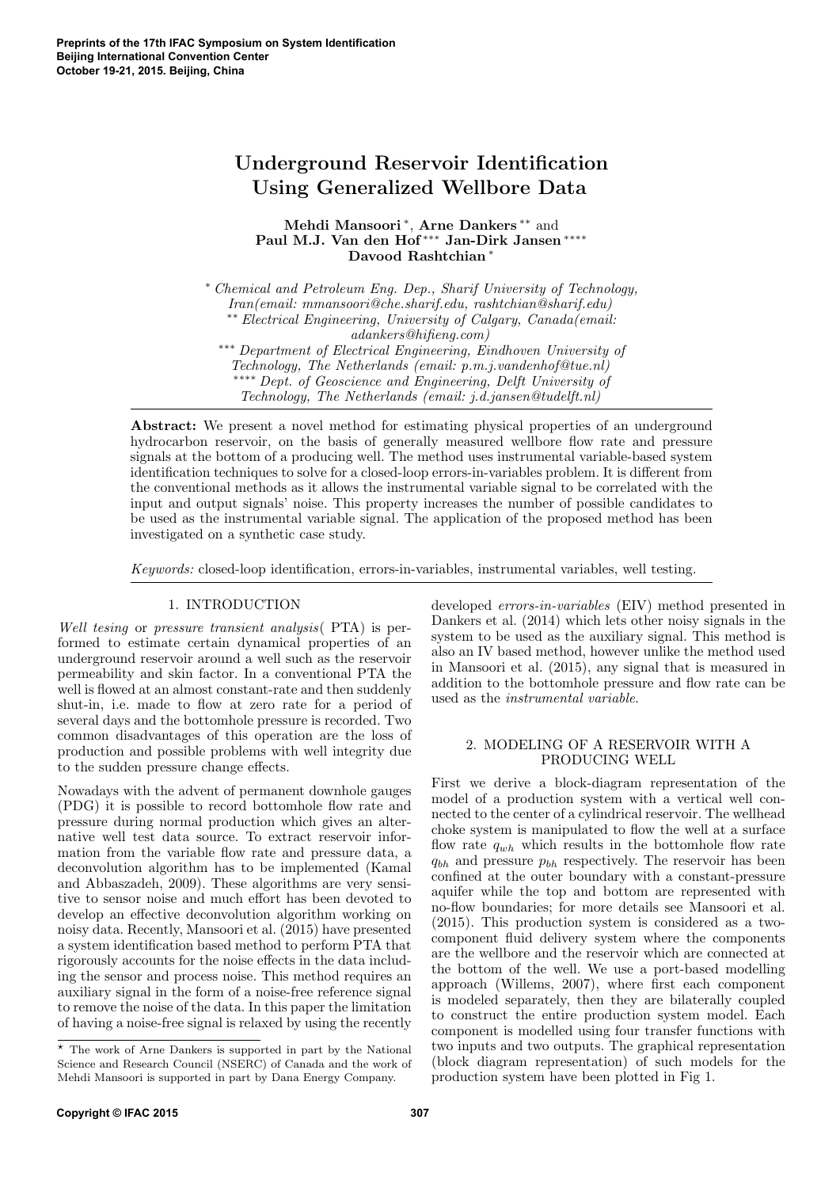# Underground Reservoir Identification Using Generalized Wellbore Data

**Mehdi Mansoori** [*], **Arne Dankers** [**] and **Paul M.J. Van den Hof** [***] **Jan-Dirk Jansen** [****] **Davood Rashtchian** [*]

[*] *Chemical and Petroleum Eng. Dep., Sharif University of Technology, Iran(email: mmansoori@che.sharif.edu, rashtchian@sharif.edu)*
[**] *Electrical Engineering, University of Calgary, Canada(email: adankers@hifieng.com)*
[***] *Department of Electrical Engineering, Eindhoven University of Technology, The Netherlands (email: p.m.j.vandenhof@tue.nl)*
[****] *Dept. of Geoscience and Engineering, Delft University of Technology, The Netherlands (email: j.d.jansen@tudelft.nl)*

**Abstract:** We present a novel method for estimating physical properties of an underground hydrocarbon reservoir, on the basis of generally measured wellbore flow rate and pressure signals at the bottom of a producing well. The method uses instrumental variable-based system identification techniques to solve for a closed-loop errors-in-variables problem. It is different from the conventional methods as it allows the instrumental variable signal to be correlated with the input and output signals' noise. This property increases the number of possible candidates to be used as the instrumental variable signal. The application of the proposed method has been investigated on a synthetic case study.

*Keywords:* closed-loop identification, errors-in-variables, instrumental variables, well testing.

## 1. INTRODUCTION

*Well tesing* or *pressure transient analysis*( PTA) is performed to estimate certain dynamical properties of an underground reservoir around a well such as the reservoir permeability and skin factor. In a conventional PTA the well is flowed at an almost constant-rate and then suddenly shut-in, i.e. made to flow at zero rate for a period of several days and the bottomhole pressure is recorded. Two common disadvantages of this operation are the loss of production and possible problems with well integrity due to the sudden pressure change effects.

Nowadays with the advent of permanent downhole gauges (PDG) it is possible to record bottomhole flow rate and pressure during normal production which gives an alternative well test data source. To extract reservoir information from the variable flow rate and pressure data, a deconvolution algorithm has to be implemented (Kamal and Abbaszadeh, 2009). These algorithms are very sensitive to sensor noise and much effort has been devoted to develop an effective deconvolution algorithm working on noisy data. Recently, Mansoori et al. (2015) have presented a system identification based method to perform PTA that rigorously accounts for the noise effects in the data including the sensor and process noise. This method requires an auxiliary signal in the form of a noise-free reference signal to remove the noise of the data. In this paper the limitation of having a noise-free signal is relaxed by using the recently developed *errors-in-variables* (EIV) method presented in Dankers et al. (2014) which lets other noisy signals in the system to be used as the auxiliary signal. This method is also an IV based method, however unlike the method used in Mansoori et al. (2015), any signal that is measured in addition to the bottomhole pressure and flow rate can be used as the *instrumental variable*.

## 2. MODELING OF A RESERVOIR WITH A PRODUCING WELL

First we derive a block-diagram representation of the model of a production system with a vertical well connected to the center of a cylindrical reservoir. The wellhead choke system is manipulated to flow the well at a surface flow rate $q_{wh}$ which results in the bottomhole flow rate $q_{bh}$ and pressure $p_{bh}$ respectively. The reservoir has been confined at the outer boundary with a constant-pressure aquifer while the top and bottom are represented with no-flow boundaries; for more details see Mansoori et al. (2015). This production system is considered as a two-component fluid delivery system where the components are the wellbore and the reservoir which are connected at the bottom of the well. We use a port-based modelling approach (Willems, 2007), where first each component is modeled separately, then they are bilaterally coupled to construct the entire production system model. Each component is modelled using four transfer functions with two inputs and two outputs. The graphical representation (block diagram representation) of such models for the production system have been plotted in Fig 1.

[⋆] The work of Arne Dankers is supported in part by the National Science and Research Council (NSERC) of Canada and the work of Mehdi Mansoori is supported in part by Dana Energy Company.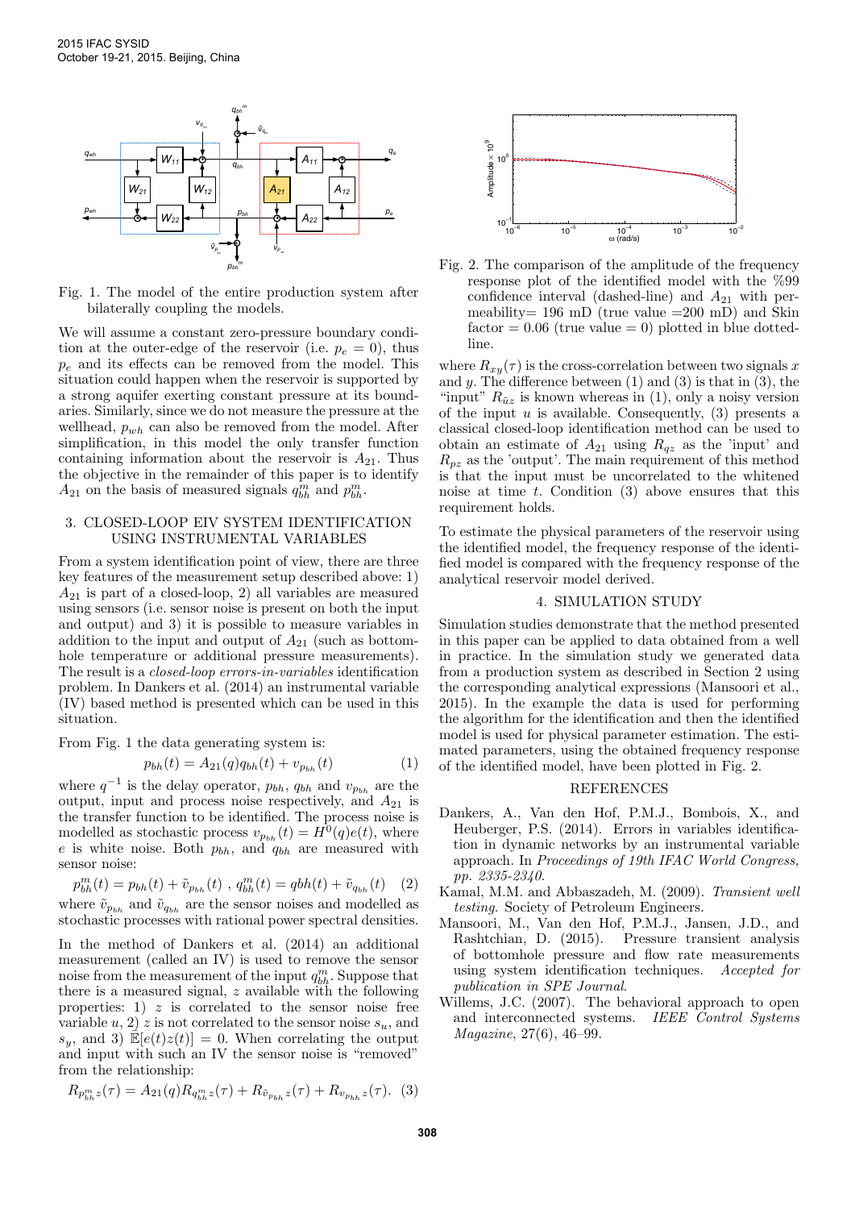Fig. 1. The model of the entire production system after bilaterally coupling the models.

We will assume a constant zero-pressure boundary condition at the outer-edge of the reservoir (i.e. $p_e = 0$), thus $p_e$ and its effects can be removed from the model. This situation could happen when the reservoir is supported by a strong aquifer exerting constant pressure at its boundaries. Similarly, since we do not measure the pressure at the wellhead, $p_{wh}$ can also be removed from the model. After simplification, in this model the only transfer function containing information about the reservoir is $A_{21}$. Thus the objective in the remainder of this paper is to identify $A_{21}$ on the basis of measured signals $q_{bh}^m$ and $p_{bh}^m$.

## 3. CLOSED-LOOP EIV SYSTEM IDENTIFICATION USING INSTRUMENTAL VARIABLES

From a system identification point of view, there are three key features of the measurement setup described above: 1) $A_{21}$ is part of a closed-loop, 2) all variables are measured using sensors (i.e. sensor noise is present on both the input and output) and 3) it is possible to measure variables in addition to the input and output of $A_{21}$ (such as bottom-hole temperature or additional pressure measurements). The result is a *closed-loop errors-in-variables* identification problem. In Dankers et al. (2014) an instrumental variable (IV) based method is presented which can be used in this situation.

From Fig. 1 the data generating system is:

$$p_{bh}(t) = A_{21}(q)q_{bh}(t) + v_{p_{bh}}(t) \quad (1)$$

where $q^{-1}$ is the delay operator, $p_{bh}$, $q_{bh}$ and $v_{p_{bh}}$ are the output, input and process noise respectively, and $A_{21}$ is the transfer function to be identified. The process noise is modelled as stochastic process $v_{p_{bh}}(t) = H^0(q)e(t)$, where $e$ is white noise. Both $p_{bh}$, and $q_{bh}$ are measured with sensor noise:

$$p_{bh}^m(t) = p_{bh}(t) + \tilde{v}_{p_{bh}}(t) \ , \ q_{bh}^m(t) = qbh(t) + \tilde{v}_{q_{bh}}(t) \quad (2)$$

where $\tilde{v}_{p_{bh}}$ and $\tilde{v}_{q_{bh}}$ are the sensor noises and modelled as stochastic processes with rational power spectral densities.

In the method of Dankers et al. (2014) an additional measurement (called an IV) is used to remove the sensor noise from the measurement of the input $q_{bh}^m$. Suppose that there is a measured signal, $z$ available with the following properties: 1) $z$ is correlated to the sensor noise free variable $u$, 2) $z$ is not correlated to the sensor noise $s_u$, and $s_y$, and 3) $\mathbb{E}[e(t)z(t)] = 0$. When correlating the output and input with such an IV the sensor noise is "removed" from the relationship:

$$R_{p_{bh}^m z}(\tau) = A_{21}(q)R_{q_{bh}^m z}(\tau) + R_{\tilde{v}_{p_{bh}} z}(\tau) + R_{v_{p_{bh}} z}(\tau). \quad (3)$$

Amplitude × 10^9

10^0

10^-1

10^-6 10^-5 10^-4 10^-3 10^-2

ω (rad/s)

Fig. 2. The comparison of the amplitude of the frequency response plot of the identified model with the %99 confidence interval (dashed-line) and $A_{21}$ with permeability= 196 mD (true value =200 mD) and Skin factor = 0.06 (true value = 0) plotted in blue dotted-line.

where $R_{xy}(\tau)$ is the cross-correlation between two signals $x$ and $y$. The difference between (1) and (3) is that in (3), the "input" $R_{\tilde{u}z}$ is known whereas in (1), only a noisy version of the input $u$ is available. Consequently, (3) presents a classical closed-loop identification method can be used to obtain an estimate of $A_{21}$ using $R_{qz}$ as the 'input' and $R_{pz}$ as the 'output'. The main requirement of this method is that the input must be uncorrelated to the whitened noise at time $t$. Condition (3) above ensures that this requirement holds.

To estimate the physical parameters of the reservoir using the identified model, the frequency response of the identified model is compared with the frequency response of the analytical reservoir model derived.

## 4. SIMULATION STUDY

Simulation studies demonstrate that the method presented in this paper can be applied to data obtained from a well in practice. In the simulation study we generated data from a production system as described in Section 2 using the corresponding analytical expressions (Mansoori et al., 2015). In the example the data is used for performing the algorithm for the identification and then the identified model is used for physical parameter estimation. The estimated parameters, using the obtained frequency response of the identified model, have been plotted in Fig. 2.

## REFERENCES

Dankers, A., Van den Hof, P.M.J., Bombois, X., and Heuberger, P.S. (2014). Errors in variables identification in dynamic networks by an instrumental variable approach. In *Proceedings of 19th IFAC World Congress, pp. 2335-2340*.

Kamal, M.M. and Abbaszadeh, M. (2009). *Transient well testing*. Society of Petroleum Engineers.

Mansoori, M., Van den Hof, P.M.J., Jansen, J.D., and Rashtchian, D. (2015). Pressure transient analysis of bottomhole pressure and flow rate measurements using system identification techniques. *Accepted for publication in SPE Journal*.

Willems, J.C. (2007). The behavioral approach to open and interconnected systems. *IEEE Control Systems Magazine*, 27(6), 46–99.